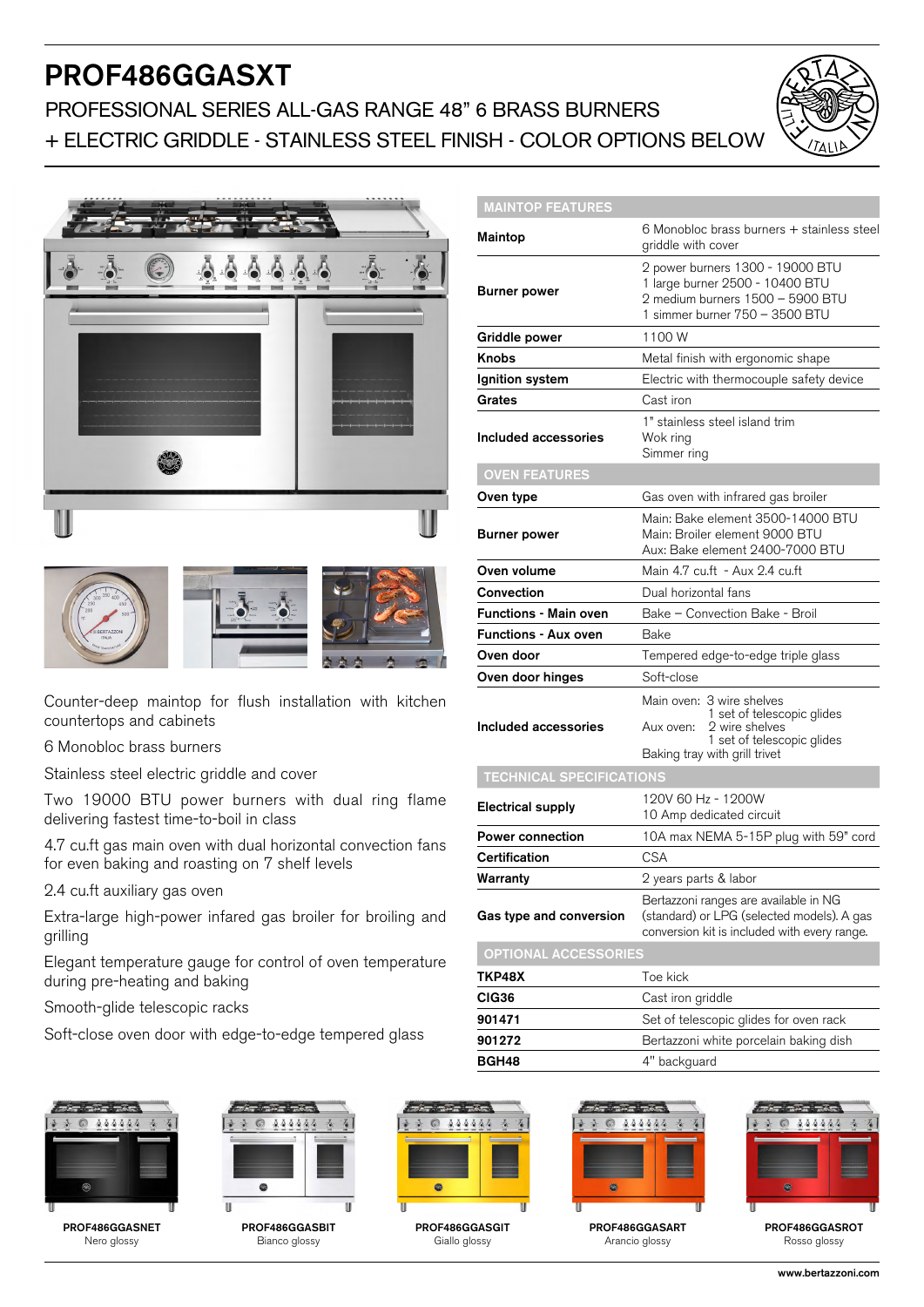# PROF486GGASXT

## PROFESSIONAL SERIES ALL-GAS RANGE 48" 6 BRASS BURNERS + ELECTRIC GRIDDLE - STAINLESS STEEL FINISH - COLOR OPTIONS BELOW

Counter-deep maintop for flush installation with kitchen countertops and cabinets

6 Monobloc brass burners

Stainless steel electric griddle and cover

Two 19000 BTU power burners with dual ring flame delivering fastest time-to-boil in class

4.7 cu.ft gas main oven with dual horizontal convection fans for even baking and roasting on 7 shelf levels

2.4 cu.ft auxiliary gas oven

Extra-large high-power infared gas broiler for broiling and grilling

Elegant temperature gauge for control of oven temperature during pre-heating and baking

Smooth-glide telescopic racks

Soft-close oven door with edge-to-edge tempered glass

| MAINTOP FEATURES | |
|---|---|
| **Maintop** | 6 Monobloc brass burners + stainless steel griddle with cover |
| **Burner power** | 2 power burners 1300 - 19000 BTU<br>1 large burner 2500 - 10400 BTU<br>2 medium burners 1500 – 5900 BTU<br>1 simmer burner 750 – 3500 BTU |
| **Griddle power** | 1100 W |
| **Knobs** | Metal finish with ergonomic shape |
| **Ignition system** | Electric with thermocouple safety device |
| **Grates** | Cast iron |
| **Included accessories** | 1" stainless steel island trim<br>Wok ring<br>Simmer ring |
| **OVEN FEATURES** | |
| **Oven type** | Gas oven with infrared gas broiler |
| **Burner power** | Main: Bake element 3500-14000 BTU<br>Main: Broiler element 9000 BTU<br>Aux: Bake element 2400-7000 BTU |
| **Oven volume** | Main 4.7 cu.ft - Aux 2.4 cu.ft |
| **Convection** | Dual horizontal fans |
| **Functions - Main oven** | Bake – Convection Bake - Broil |
| **Functions - Aux oven** | Bake |
| **Oven door** | Tempered edge-to-edge triple glass |
| **Oven door hinges** | Soft-close |
| **Included accessories** | Main oven: 3 wire shelves<br>1 set of telescopic glides<br>Aux oven: 2 wire shelves<br>1 set of telescopic glides<br>Baking tray with grill trivet |
| **TECHNICAL SPECIFICATIONS** | |
| **Electrical supply** | 120V 60 Hz - 1200W<br>10 Amp dedicated circuit |
| **Power connection** | 10A max NEMA 5-15P plug with 59" cord |
| **Certification** | CSA |
| **Warranty** | 2 years parts & labor |
| **Gas type and conversion** | Bertazzoni ranges are available in NG (standard) or LPG (selected models). A gas conversion kit is included with every range. |
| **OPTIONAL ACCESSORIES** | |
| **TKP48X** | Toe kick |
| **CIG36** | Cast iron griddle |
| **901471** | Set of telescopic glides for oven rack |
| **901272** | Bertazzoni white porcelain baking dish |
| **BGH48** | 4" backguard |

**PROF486GGASNET**
Nero glossy

**PROF486GGASBIT**
Bianco glossy

**PROF486GGASGIT**
Giallo glossy

**PROF486GGASART**
Arancio glossy

**PROF486GGASROT**
Rosso glossy

**www.bertazzoni.com**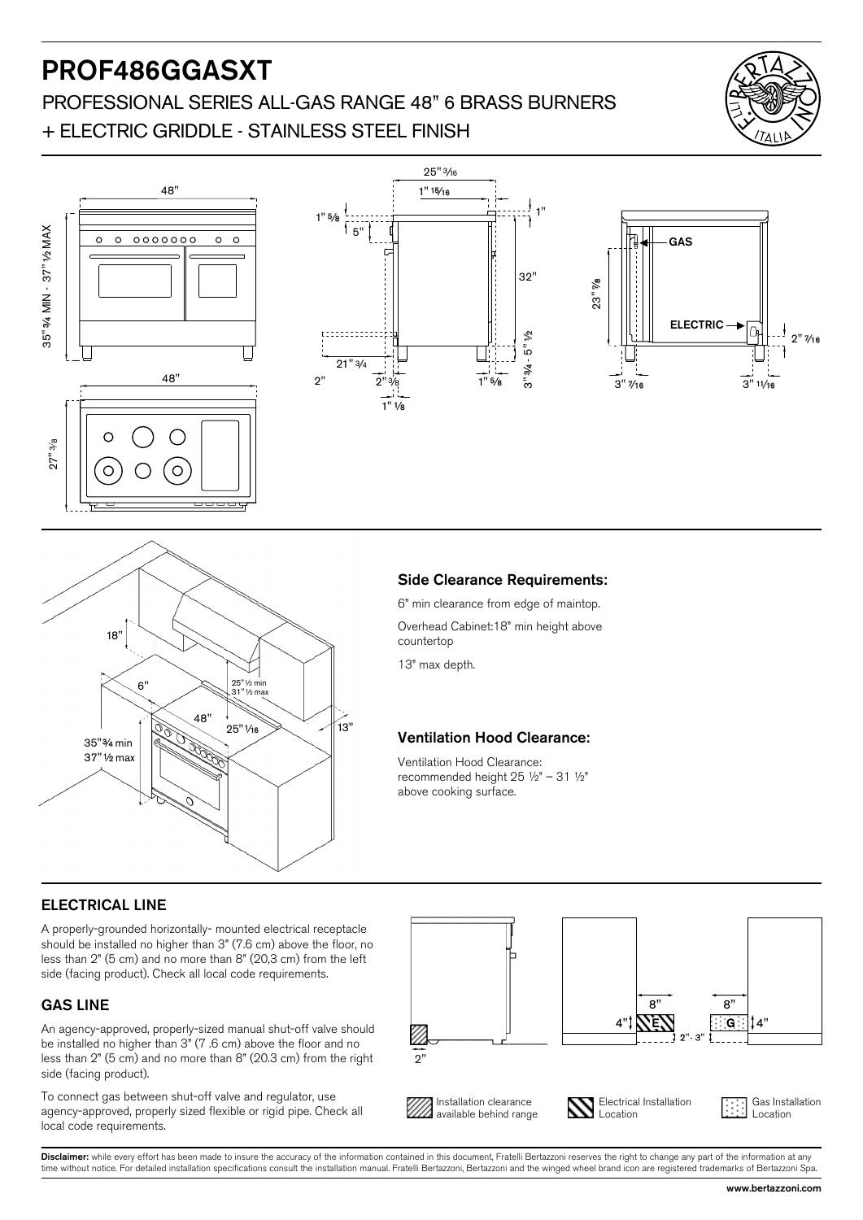# PROF486GGASXT

## PROFESSIONAL SERIES ALL-GAS RANGE 48" 6 BRASS BURNERS + ELECTRIC GRIDDLE - STAINLESS STEEL FINISH

48"

35" ¾ MIN - 37" ½ MAX

48"

27" ⅜

25" 3/16

1" 15/16

1" ⅝

5"

1"

32"

21" ¾

2"

2" ⅜

1" ⅛

1" ⅝

3" ¾ - 5" ½

GAS

ELECTRIC

23" ⅞

2" 7/16

3" 7/16

3" 11/16

18"

6"

25" ½ min
31" ½ max

48"

25" 1/16

13"

35" ¾ min
37" ½ max

### Side Clearance Requirements:

6" min clearance from edge of maintop.

Overhead Cabinet:18" min height above countertop

13" max depth.

### Ventilation Hood Clearance:

Ventilation Hood Clearance: recommended height 25 ½" – 31 ½" above cooking surface.

### ELECTRICAL LINE

A properly-grounded horizontally- mounted electrical receptacle should be installed no higher than 3" (7.6 cm) above the floor, no less than 2" (5 cm) and no more than 8" (20,3 cm) from the left side (facing product). Check all local code requirements.

### GAS LINE

An agency-approved, properly-sized manual shut-off valve should be installed no higher than 3" (7 .6 cm) above the floor and no less than 2" (5 cm) and no more than 8" (20.3 cm) from the right side (facing product).

To connect gas between shut-off valve and regulator, use agency-approved, properly sized flexible or rigid pipe. Check all local code requirements.

2"

8"

4"

E

2" - 3"

8"

G

4"

Installation clearance available behind range

Electrical Installation Location

Gas Installation Location

**Disclaimer:** while every effort has been made to insure the accuracy of the information contained in this document, Fratelli Bertazzoni reserves the right to change any part of the information at any time without notice. For detailed installation specifications consult the installation manual. Fratelli Bertazzoni, Bertazzoni and the winged wheel brand icon are registered trademarks of Bertazzoni Spa.

www.bertazzoni.com